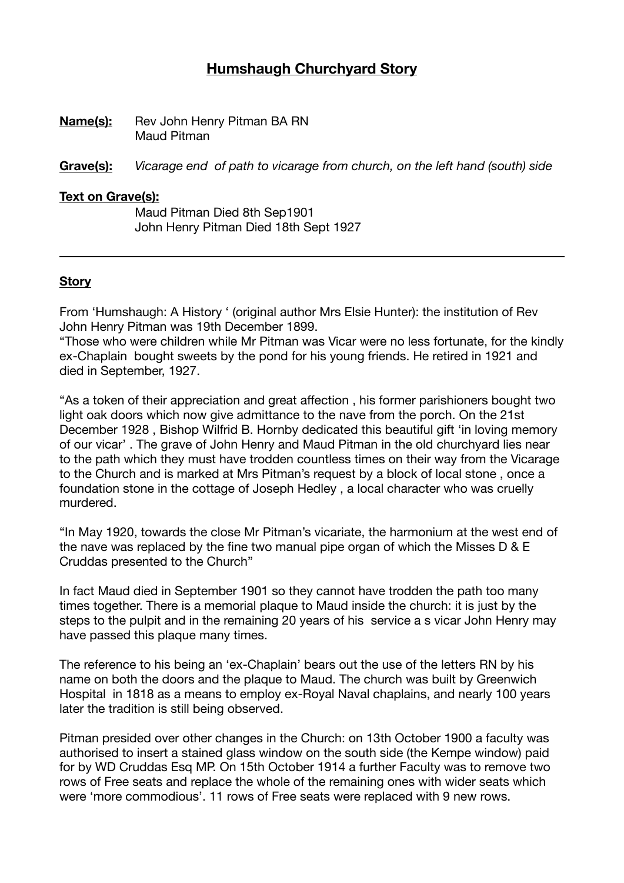# Humshaugh Churchyard Story

**Name(s):** Rev John Henry Pitman BA RN
Maud Pitman

**Grave(s):** *Vicarage end of path to vicarage from church, on the left hand (south) side*

**Text on Grave(s):**

Maud Pitman Died 8th Sep1901
John Henry Pitman Died 18th Sept 1927

---

**Story**

From 'Humshaugh: A History ' (original author Mrs Elsie Hunter): the institution of Rev John Henry Pitman was 19th December 1899.
"Those who were children while Mr Pitman was Vicar were no less fortunate, for the kindly ex-Chaplain bought sweets by the pond for his young friends. He retired in 1921 and died in September, 1927.

"As a token of their appreciation and great affection , his former parishioners bought two light oak doors which now give admittance to the nave from the porch. On the 21st December 1928 , Bishop Wilfrid B. Hornby dedicated this beautiful gift 'in loving memory of our vicar' . The grave of John Henry and Maud Pitman in the old churchyard lies near to the path which they must have trodden countless times on their way from the Vicarage to the Church and is marked at Mrs Pitman's request by a block of local stone , once a foundation stone in the cottage of Joseph Hedley , a local character who was cruelly murdered.

"In May 1920, towards the close Mr Pitman's vicariate, the harmonium at the west end of the nave was replaced by the fine two manual pipe organ of which the Misses D & E Cruddas presented to the Church"

In fact Maud died in September 1901 so they cannot have trodden the path too many times together. There is a memorial plaque to Maud inside the church: it is just by the steps to the pulpit and in the remaining 20 years of his service a s vicar John Henry may have passed this plaque many times.

The reference to his being an 'ex-Chaplain' bears out the use of the letters RN by his name on both the doors and the plaque to Maud. The church was built by Greenwich Hospital in 1818 as a means to employ ex-Royal Naval chaplains, and nearly 100 years later the tradition is still being observed.

Pitman presided over other changes in the Church: on 13th October 1900 a faculty was authorised to insert a stained glass window on the south side (the Kempe window) paid for by WD Cruddas Esq MP. On 15th October 1914 a further Faculty was to remove two rows of Free seats and replace the whole of the remaining ones with wider seats which were 'more commodious'. 11 rows of Free seats were replaced with 9 new rows.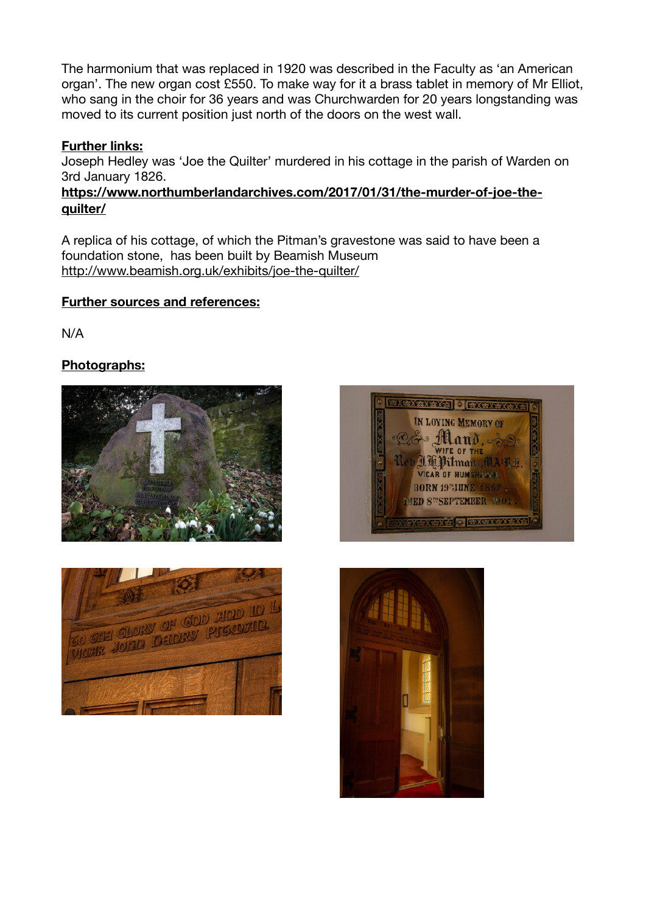The harmonium that was replaced in 1920 was described in the Faculty as 'an American organ'. The new organ cost £550. To make way for it a brass tablet in memory of Mr Elliot, who sang in the choir for 36 years and was Churchwarden for 20 years longstanding was moved to its current position just north of the doors on the west wall.

**Further links:**

Joseph Hedley was 'Joe the Quilter' murdered in his cottage in the parish of Warden on 3rd January 1826.

**https://www.northumberlandarchives.com/2017/01/31/the-murder-of-joe-the-quilter/**

A replica of his cottage, of which the Pitman's gravestone was said to have been a foundation stone, has been built by Beamish Museum

http://www.beamish.org.uk/exhibits/joe-the-quilter/

**Further sources and references:**

N/A

**Photographs:**